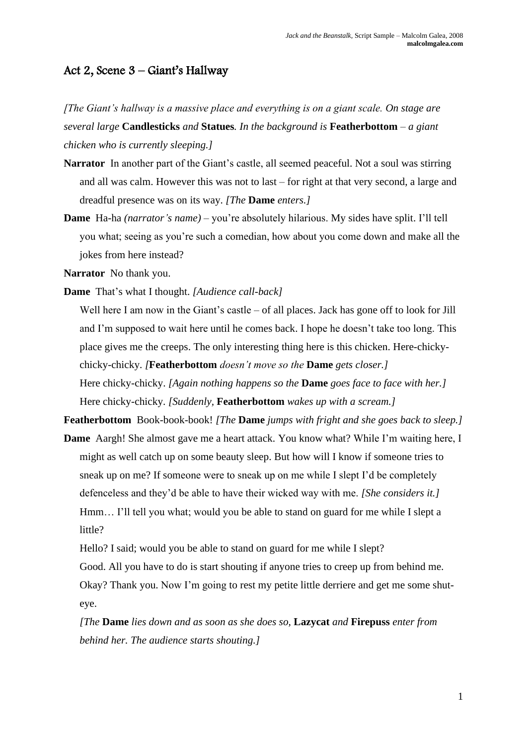## Act 2, Scene 3 – Giant's Hallway

*[The Giant's hallway is a massive place and everything is on a giant scale. On stage are several large* **Candlesticks** *and* **Statues***. In the background is* **Featherbottom** *– a giant chicken who is currently sleeping.]*

**Narrator** In another part of the Giant's castle, all seemed peaceful. Not a soul was stirring and all was calm. However this was not to last – for right at that very second, a large and dreadful presence was on its way. *[The* **Dame** *enters.]*

**Dame** Ha-ha *(narrator's name)* – you're absolutely hilarious. My sides have split. I'll tell you what; seeing as you're such a comedian, how about you come down and make all the jokes from here instead?

**Narrator** No thank you.

**Dame** That's what I thought. *[Audience call-back]*

Well here I am now in the Giant's castle – of all places. Jack has gone off to look for Jill and I'm supposed to wait here until he comes back. I hope he doesn't take too long. This place gives me the creeps. The only interesting thing here is this chicken. Here-chicky-chicky-chicky. *[***Featherbottom** *doesn't move so the* **Dame** *gets closer.]*

Here chicky-chicky. *[Again nothing happens so the* **Dame** *goes face to face with her.]*

Here chicky-chicky. *[Suddenly,* **Featherbottom** *wakes up with a scream.]*

**Featherbottom** Book-book-book! *[The* **Dame** *jumps with fright and she goes back to sleep.]*

**Dame** Aargh! She almost gave me a heart attack. You know what? While I'm waiting here, I might as well catch up on some beauty sleep. But how will I know if someone tries to sneak up on me? If someone were to sneak up on me while I slept I'd be completely defenceless and they'd be able to have their wicked way with me. *[She considers it.]*

Hmm… I'll tell you what; would you be able to stand on guard for me while I slept a little?

Hello? I said; would you be able to stand on guard for me while I slept?

Good. All you have to do is start shouting if anyone tries to creep up from behind me. Okay? Thank you. Now I'm going to rest my petite little derriere and get me some shut-eye.

*[The* **Dame** *lies down and as soon as she does so,* **Lazycat** *and* **Firepuss** *enter from behind her. The audience starts shouting.]*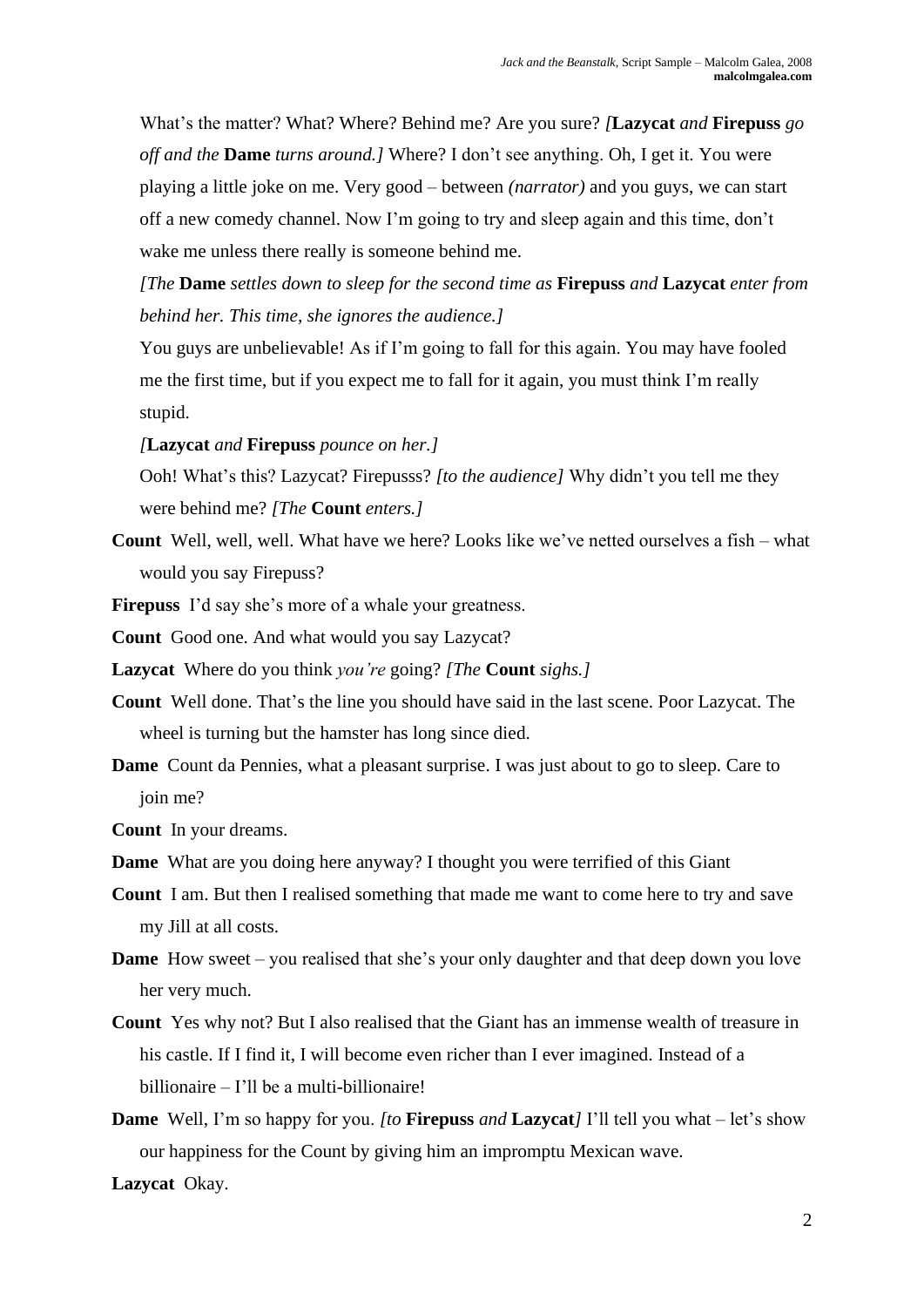What's the matter? What? Where? Behind me? Are you sure? *[***Lazycat** *and* **Firepuss** *go off and the* **Dame** *turns around.]* Where? I don't see anything. Oh, I get it. You were playing a little joke on me. Very good – between *(narrator)* and you guys, we can start off a new comedy channel. Now I'm going to try and sleep again and this time, don't wake me unless there really is someone behind me.

*[The* **Dame** *settles down to sleep for the second time as* **Firepuss** *and* **Lazycat** *enter from behind her. This time, she ignores the audience.]*

You guys are unbelievable! As if I'm going to fall for this again. You may have fooled me the first time, but if you expect me to fall for it again, you must think I'm really stupid.

*[***Lazycat** *and* **Firepuss** *pounce on her.]*

Ooh! What's this? Lazycat? Firepusss? *[to the audience]* Why didn't you tell me they were behind me? *[The* **Count** *enters.]*

**Count** Well, well, well. What have we here? Looks like we've netted ourselves a fish – what would you say Firepuss?

**Firepuss** I'd say she's more of a whale your greatness.

**Count** Good one. And what would you say Lazycat?

**Lazycat** Where do you think *you're* going? *[The* **Count** *sighs.]*

**Count** Well done. That's the line you should have said in the last scene. Poor Lazycat. The wheel is turning but the hamster has long since died.

**Dame** Count da Pennies, what a pleasant surprise. I was just about to go to sleep. Care to join me?

**Count** In your dreams.

**Dame** What are you doing here anyway? I thought you were terrified of this Giant

**Count** I am. But then I realised something that made me want to come here to try and save my Jill at all costs.

**Dame** How sweet – you realised that she's your only daughter and that deep down you love her very much.

**Count** Yes why not? But I also realised that the Giant has an immense wealth of treasure in his castle. If I find it, I will become even richer than I ever imagined. Instead of a billionaire – I'll be a multi-billionaire!

**Dame** Well, I'm so happy for you. *[to* **Firepuss** *and* **Lazycat***]* I'll tell you what – let's show our happiness for the Count by giving him an impromptu Mexican wave.

**Lazycat** Okay.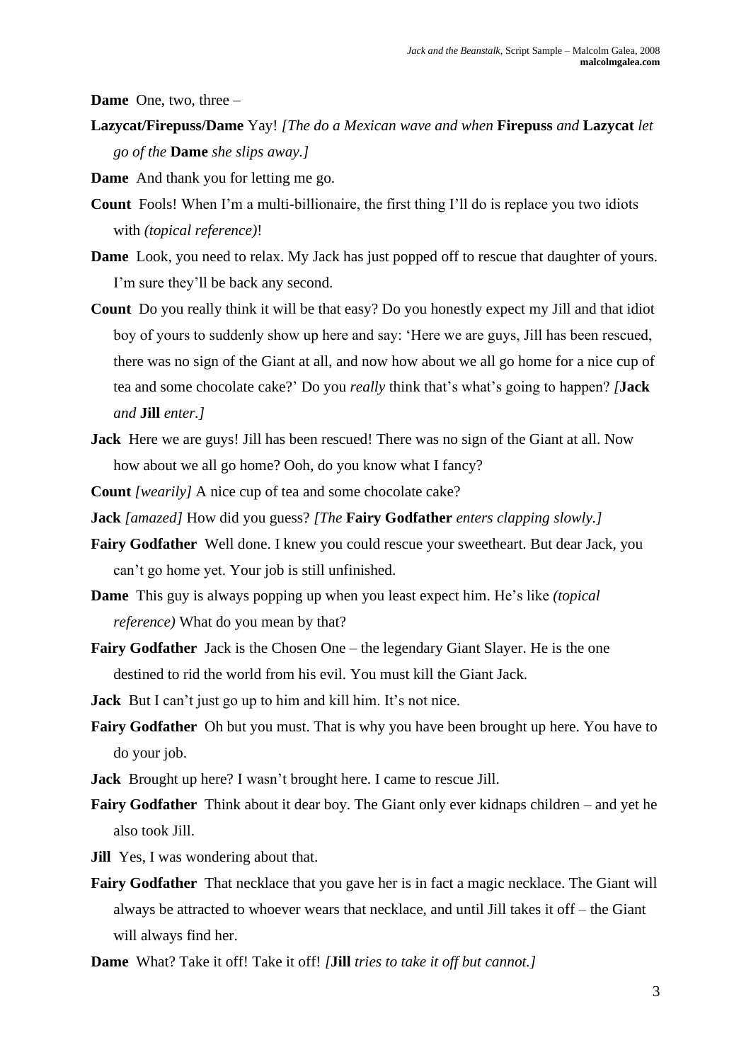**Dame** One, two, three –

**Lazycat/Firepuss/Dame** Yay! *[The do a Mexican wave and when* **Firepuss** *and* **Lazycat** *let go of the* **Dame** *she slips away.]*

**Dame** And thank you for letting me go.

**Count** Fools! When I'm a multi-billionaire, the first thing I'll do is replace you two idiots with *(topical reference)*!

**Dame** Look, you need to relax. My Jack has just popped off to rescue that daughter of yours. I'm sure they'll be back any second.

**Count** Do you really think it will be that easy? Do you honestly expect my Jill and that idiot boy of yours to suddenly show up here and say: 'Here we are guys, Jill has been rescued, there was no sign of the Giant at all, and now how about we all go home for a nice cup of tea and some chocolate cake?' Do you *really* think that's what's going to happen? *[***Jack** *and* **Jill** *enter.]*

**Jack** Here we are guys! Jill has been rescued! There was no sign of the Giant at all. Now how about we all go home? Ooh, do you know what I fancy?

**Count** *[wearily]* A nice cup of tea and some chocolate cake?

**Jack** *[amazed]* How did you guess? *[The* **Fairy Godfather** *enters clapping slowly.]*

**Fairy Godfather** Well done. I knew you could rescue your sweetheart. But dear Jack, you can't go home yet. Your job is still unfinished.

**Dame** This guy is always popping up when you least expect him. He's like *(topical reference)* What do you mean by that?

**Fairy Godfather** Jack is the Chosen One – the legendary Giant Slayer. He is the one destined to rid the world from his evil. You must kill the Giant Jack.

**Jack** But I can't just go up to him and kill him. It's not nice.

**Fairy Godfather** Oh but you must. That is why you have been brought up here. You have to do your job.

**Jack** Brought up here? I wasn't brought here. I came to rescue Jill.

**Fairy Godfather** Think about it dear boy. The Giant only ever kidnaps children – and yet he also took Jill.

**Jill** Yes, I was wondering about that.

**Fairy Godfather** That necklace that you gave her is in fact a magic necklace. The Giant will always be attracted to whoever wears that necklace, and until Jill takes it off – the Giant will always find her.

**Dame** What? Take it off! Take it off! *[***Jill** *tries to take it off but cannot.]*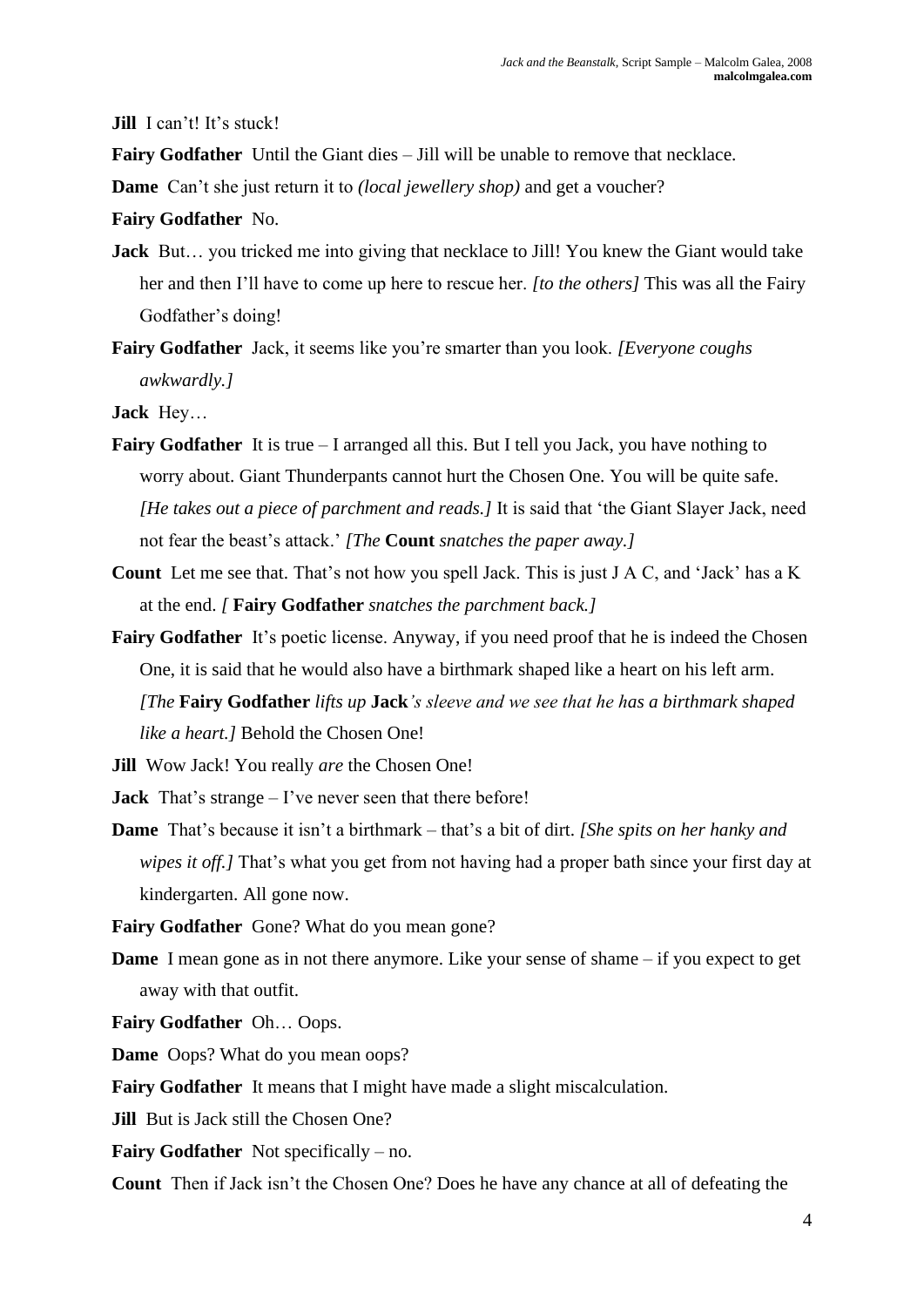**Jill** I can't! It's stuck!

**Fairy Godfather** Until the Giant dies – Jill will be unable to remove that necklace.

**Dame** Can't she just return it to *(local jewellery shop)* and get a voucher?

**Fairy Godfather** No.

**Jack** But… you tricked me into giving that necklace to Jill! You knew the Giant would take her and then I'll have to come up here to rescue her. *[to the others]* This was all the Fairy Godfather's doing!

**Fairy Godfather** Jack, it seems like you're smarter than you look. *[Everyone coughs awkwardly.]*

**Jack** Hey…

**Fairy Godfather** It is true – I arranged all this. But I tell you Jack, you have nothing to worry about. Giant Thunderpants cannot hurt the Chosen One. You will be quite safe. *[He takes out a piece of parchment and reads.]* It is said that 'the Giant Slayer Jack, need not fear the beast's attack.' *[The* **Count** *snatches the paper away.]*

**Count** Let me see that. That's not how you spell Jack. This is just J A C, and 'Jack' has a K at the end. *[* **Fairy Godfather** *snatches the parchment back.]*

**Fairy Godfather** It's poetic license. Anyway, if you need proof that he is indeed the Chosen One, it is said that he would also have a birthmark shaped like a heart on his left arm. *[The* **Fairy Godfather** *lifts up* **Jack***'s sleeve and we see that he has a birthmark shaped like a heart.]* Behold the Chosen One!

**Jill** Wow Jack! You really *are* the Chosen One!

**Jack** That's strange – I've never seen that there before!

**Dame** That's because it isn't a birthmark – that's a bit of dirt. *[She spits on her hanky and wipes it off.]* That's what you get from not having had a proper bath since your first day at kindergarten. All gone now.

**Fairy Godfather** Gone? What do you mean gone?

**Dame** I mean gone as in not there anymore. Like your sense of shame – if you expect to get away with that outfit.

**Fairy Godfather** Oh… Oops.

**Dame** Oops? What do you mean oops?

**Fairy Godfather** It means that I might have made a slight miscalculation.

**Jill** But is Jack still the Chosen One?

**Fairy Godfather** Not specifically – no.

**Count** Then if Jack isn't the Chosen One? Does he have any chance at all of defeating the